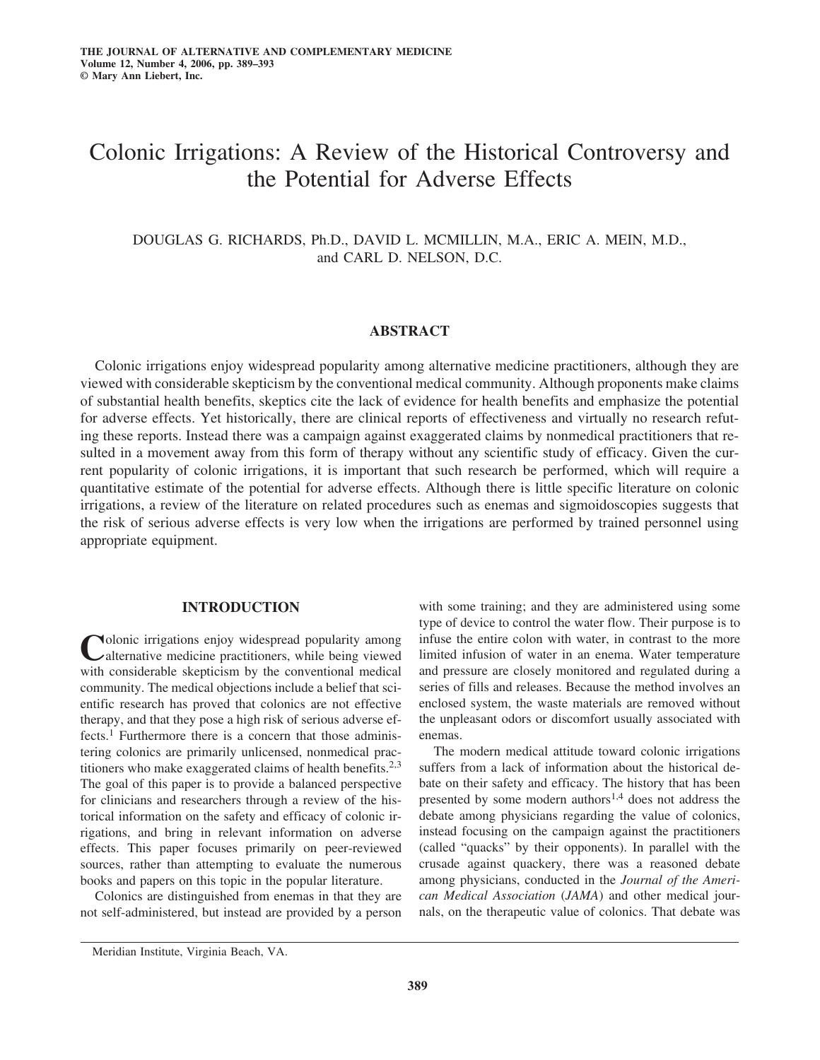# Colonic Irrigations: A Review of the Historical Controversy and the Potential for Adverse Effects

DOUGLAS G. RICHARDS, Ph.D., DAVID L. MCMILLIN, M.A., ERIC A. MEIN, M.D., and CARL D. NELSON, D.C.

## ABSTRACT

Colonic irrigations enjoy widespread popularity among alternative medicine practitioners, although they are viewed with considerable skepticism by the conventional medical community. Although proponents make claims of substantial health benefits, skeptics cite the lack of evidence for health benefits and emphasize the potential for adverse effects. Yet historically, there are clinical reports of effectiveness and virtually no research refuting these reports. Instead there was a campaign against exaggerated claims by nonmedical practitioners that resulted in a movement away from this form of therapy without any scientific study of efficacy. Given the current popularity of colonic irrigations, it is important that such research be performed, which will require a quantitative estimate of the potential for adverse effects. Although there is little specific literature on colonic irrigations, a review of the literature on related procedures such as enemas and sigmoidoscopies suggests that the risk of serious adverse effects is very low when the irrigations are performed by trained personnel using appropriate equipment.

## INTRODUCTION

Colonic irrigations enjoy widespread popularity among alternative medicine practitioners, while being viewed with considerable skepticism by the conventional medical community. The medical objections include a belief that scientific research has proved that colonics are not effective therapy, and that they pose a high risk of serious adverse effects.[1] Furthermore there is a concern that those administering colonics are primarily unlicensed, nonmedical practitioners who make exaggerated claims of health benefits.[2,3] The goal of this paper is to provide a balanced perspective for clinicians and researchers through a review of the historical information on the safety and efficacy of colonic irrigations, and bring in relevant information on adverse effects. This paper focuses primarily on peer-reviewed sources, rather than attempting to evaluate the numerous books and papers on this topic in the popular literature.

Colonics are distinguished from enemas in that they are not self-administered, but instead are provided by a person with some training; and they are administered using some type of device to control the water flow. Their purpose is to infuse the entire colon with water, in contrast to the more limited infusion of water in an enema. Water temperature and pressure are closely monitored and regulated during a series of fills and releases. Because the method involves an enclosed system, the waste materials are removed without the unpleasant odors or discomfort usually associated with enemas.

The modern medical attitude toward colonic irrigations suffers from a lack of information about the historical debate on their safety and efficacy. The history that has been presented by some modern authors[1,4] does not address the debate among physicians regarding the value of colonics, instead focusing on the campaign against the practitioners (called "quacks" by their opponents). In parallel with the crusade against quackery, there was a reasoned debate among physicians, conducted in the *Journal of the American Medical Association* (*JAMA*) and other medical journals, on the therapeutic value of colonics. That debate was

Meridian Institute, Virginia Beach, VA.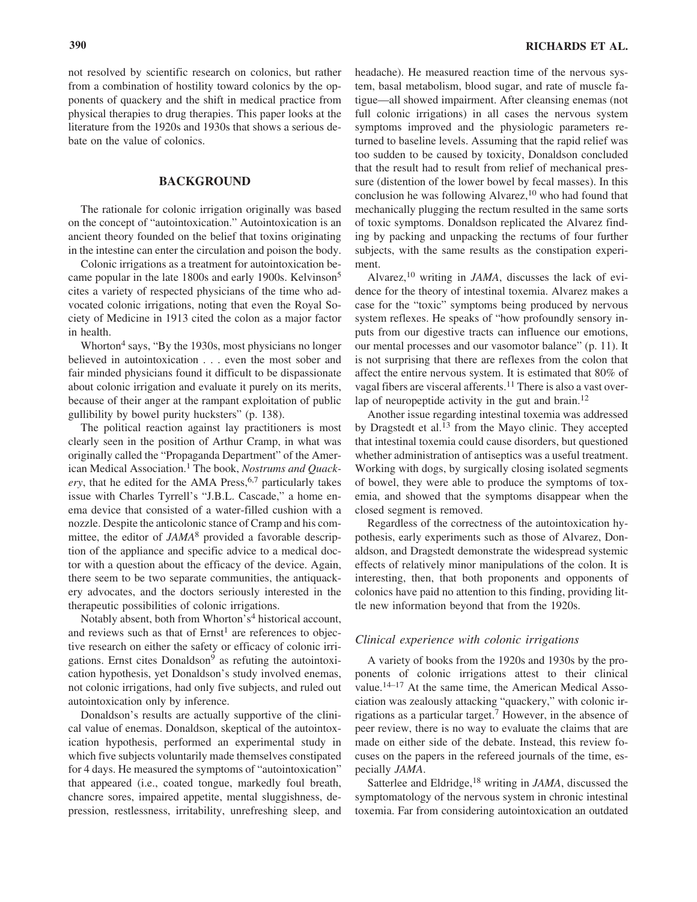not resolved by scientific research on colonics, but rather from a combination of hostility toward colonics by the opponents of quackery and the shift in medical practice from physical therapies to drug therapies. This paper looks at the literature from the 1920s and 1930s that shows a serious debate on the value of colonics.

## BACKGROUND

The rationale for colonic irrigation originally was based on the concept of "autointoxication." Autointoxication is an ancient theory founded on the belief that toxins originating in the intestine can enter the circulation and poison the body.

Colonic irrigations as a treatment for autointoxication became popular in the late 1800s and early 1900s. Kelvinson[5] cites a variety of respected physicians of the time who advocated colonic irrigations, noting that even the Royal Society of Medicine in 1913 cited the colon as a major factor in health.

Whorton[4] says, "By the 1930s, most physicians no longer believed in autointoxication . . . even the most sober and fair minded physicians found it difficult to be dispassionate about colonic irrigation and evaluate it purely on its merits, because of their anger at the rampant exploitation of public gullibility by bowel purity hucksters" (p. 138).

The political reaction against lay practitioners is most clearly seen in the position of Arthur Cramp, in what was originally called the "Propaganda Department" of the American Medical Association.[1] The book, *Nostrums and Quackery*, that he edited for the AMA Press,[6,7] particularly takes issue with Charles Tyrrell's "J.B.L. Cascade," a home enema device that consisted of a water-filled cushion with a nozzle. Despite the anticolonic stance of Cramp and his committee, the editor of *JAMA*[8] provided a favorable description of the appliance and specific advice to a medical doctor with a question about the efficacy of the device. Again, there seem to be two separate communities, the antiquackery advocates, and the doctors seriously interested in the therapeutic possibilities of colonic irrigations.

Notably absent, both from Whorton's[4] historical account, and reviews such as that of Ernst[1] are references to objective research on either the safety or efficacy of colonic irrigations. Ernst cites Donaldson[9] as refuting the autointoxication hypothesis, yet Donaldson's study involved enemas, not colonic irrigations, had only five subjects, and ruled out autointoxication only by inference.

Donaldson's results are actually supportive of the clinical value of enemas. Donaldson, skeptical of the autointoxication hypothesis, performed an experimental study in which five subjects voluntarily made themselves constipated for 4 days. He measured the symptoms of "autointoxication" that appeared (i.e., coated tongue, markedly foul breath, chancre sores, impaired appetite, mental sluggishness, depression, restlessness, irritability, unrefreshing sleep, and headache). He measured reaction time of the nervous system, basal metabolism, blood sugar, and rate of muscle fatigue—all showed impairment. After cleansing enemas (not full colonic irrigations) in all cases the nervous system symptoms improved and the physiologic parameters returned to baseline levels. Assuming that the rapid relief was too sudden to be caused by toxicity, Donaldson concluded that the result had to result from relief of mechanical pressure (distention of the lower bowel by fecal masses). In this conclusion he was following Alvarez,[10] who had found that mechanically plugging the rectum resulted in the same sorts of toxic symptoms. Donaldson replicated the Alvarez finding by packing and unpacking the rectums of four further subjects, with the same results as the constipation experiment.

Alvarez,[10] writing in *JAMA*, discusses the lack of evidence for the theory of intestinal toxemia. Alvarez makes a case for the "toxic" symptoms being produced by nervous system reflexes. He speaks of "how profoundly sensory inputs from our digestive tracts can influence our emotions, our mental processes and our vasomotor balance" (p. 11). It is not surprising that there are reflexes from the colon that affect the entire nervous system. It is estimated that 80% of vagal fibers are visceral afferents.[11] There is also a vast overlap of neuropeptide activity in the gut and brain.[12]

Another issue regarding intestinal toxemia was addressed by Dragstedt et al.[13] from the Mayo clinic. They accepted that intestinal toxemia could cause disorders, but questioned whether administration of antiseptics was a useful treatment. Working with dogs, by surgically closing isolated segments of bowel, they were able to produce the symptoms of toxemia, and showed that the symptoms disappear when the closed segment is removed.

Regardless of the correctness of the autointoxication hypothesis, early experiments such as those of Alvarez, Donaldson, and Dragstedt demonstrate the widespread systemic effects of relatively minor manipulations of the colon. It is interesting, then, that both proponents and opponents of colonics have paid no attention to this finding, providing little new information beyond that from the 1920s.

### *Clinical experience with colonic irrigations*

A variety of books from the 1920s and 1930s by the proponents of colonic irrigations attest to their clinical value.[14–17] At the same time, the American Medical Association was zealously attacking "quackery," with colonic irrigations as a particular target.[7] However, in the absence of peer review, there is no way to evaluate the claims that are made on either side of the debate. Instead, this review focuses on the papers in the refereed journals of the time, especially *JAMA*.

Satterlee and Eldridge,[18] writing in *JAMA*, discussed the symptomatology of the nervous system in chronic intestinal toxemia. Far from considering autointoxication an outdated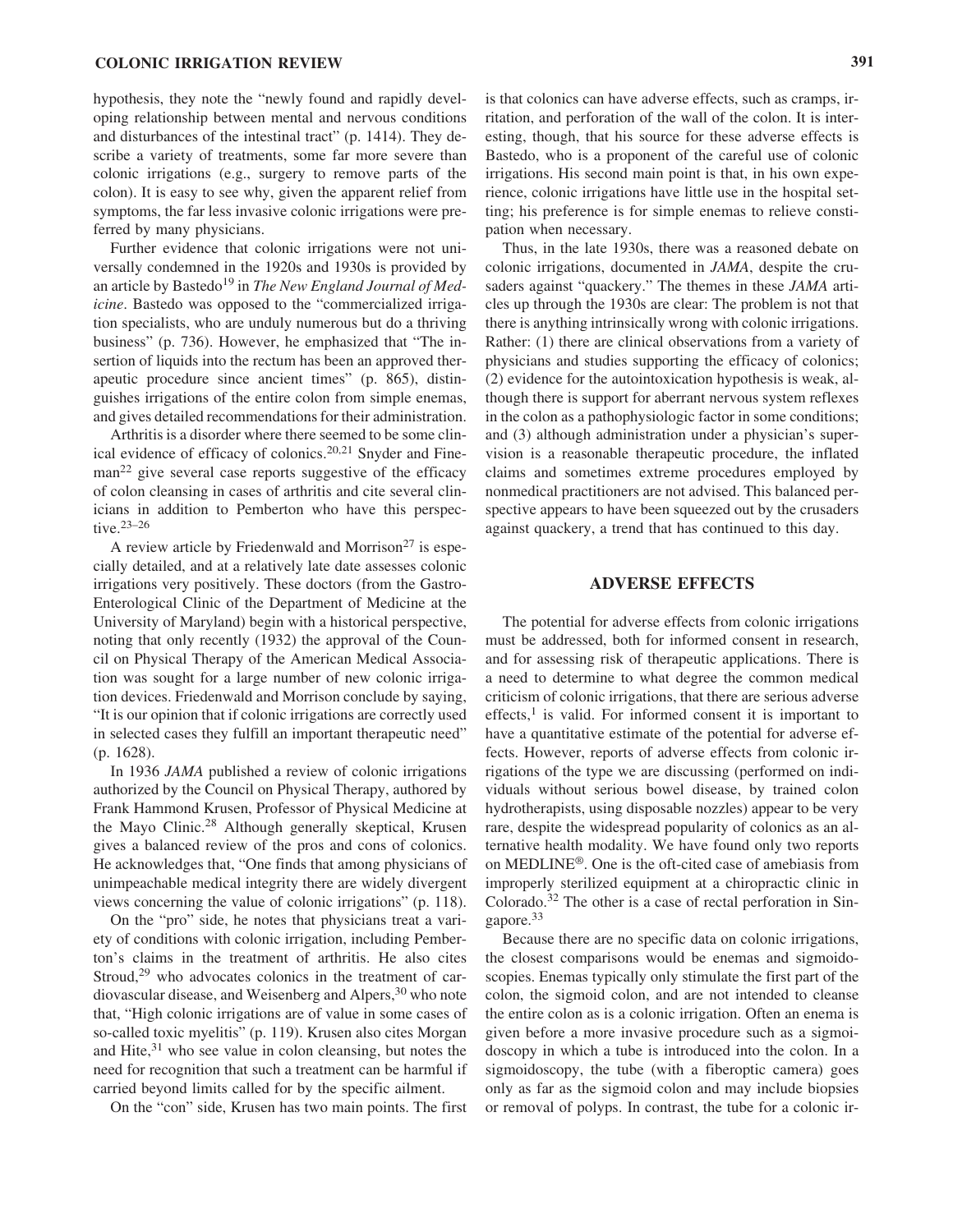hypothesis, they note the "newly found and rapidly developing relationship between mental and nervous conditions and disturbances of the intestinal tract" (p. 1414). They describe a variety of treatments, some far more severe than colonic irrigations (e.g., surgery to remove parts of the colon). It is easy to see why, given the apparent relief from symptoms, the far less invasive colonic irrigations were preferred by many physicians.

Further evidence that colonic irrigations were not universally condemned in the 1920s and 1930s is provided by an article by Bastedo[19] in *The New England Journal of Medicine*. Bastedo was opposed to the "commercialized irrigation specialists, who are unduly numerous but do a thriving business" (p. 736). However, he emphasized that "The insertion of liquids into the rectum has been an approved therapeutic procedure since ancient times" (p. 865), distinguishes irrigations of the entire colon from simple enemas, and gives detailed recommendations for their administration.

Arthritis is a disorder where there seemed to be some clinical evidence of efficacy of colonics.[20,21] Snyder and Fineman[22] give several case reports suggestive of the efficacy of colon cleansing in cases of arthritis and cite several clinicians in addition to Pemberton who have this perspective.[23–26]

A review article by Friedenwald and Morrison[27] is especially detailed, and at a relatively late date assesses colonic irrigations very positively. These doctors (from the Gastro-Enterological Clinic of the Department of Medicine at the University of Maryland) begin with a historical perspective, noting that only recently (1932) the approval of the Council on Physical Therapy of the American Medical Association was sought for a large number of new colonic irrigation devices. Friedenwald and Morrison conclude by saying, "It is our opinion that if colonic irrigations are correctly used in selected cases they fulfill an important therapeutic need" (p. 1628).

In 1936 *JAMA* published a review of colonic irrigations authorized by the Council on Physical Therapy, authored by Frank Hammond Krusen, Professor of Physical Medicine at the Mayo Clinic.[28] Although generally skeptical, Krusen gives a balanced review of the pros and cons of colonics. He acknowledges that, "One finds that among physicians of unimpeachable medical integrity there are widely divergent views concerning the value of colonic irrigations" (p. 118).

On the "pro" side, he notes that physicians treat a variety of conditions with colonic irrigation, including Pemberton's claims in the treatment of arthritis. He also cites Stroud,[29] who advocates colonics in the treatment of cardiovascular disease, and Weisenberg and Alpers,[30] who note that, "High colonic irrigations are of value in some cases of so-called toxic myelitis" (p. 119). Krusen also cites Morgan and Hite,[31] who see value in colon cleansing, but notes the need for recognition that such a treatment can be harmful if carried beyond limits called for by the specific ailment.

On the "con" side, Krusen has two main points. The first is that colonics can have adverse effects, such as cramps, irritation, and perforation of the wall of the colon. It is interesting, though, that his source for these adverse effects is Bastedo, who is a proponent of the careful use of colonic irrigations. His second main point is that, in his own experience, colonic irrigations have little use in the hospital setting; his preference is for simple enemas to relieve constipation when necessary.

Thus, in the late 1930s, there was a reasoned debate on colonic irrigations, documented in *JAMA*, despite the crusaders against "quackery." The themes in these *JAMA* articles up through the 1930s are clear: The problem is not that there is anything intrinsically wrong with colonic irrigations. Rather: (1) there are clinical observations from a variety of physicians and studies supporting the efficacy of colonics; (2) evidence for the autointoxication hypothesis is weak, although there is support for aberrant nervous system reflexes in the colon as a pathophysiologic factor in some conditions; and (3) although administration under a physician's supervision is a reasonable therapeutic procedure, the inflated claims and sometimes extreme procedures employed by nonmedical practitioners are not advised. This balanced perspective appears to have been squeezed out by the crusaders against quackery, a trend that has continued to this day.

## ADVERSE EFFECTS

The potential for adverse effects from colonic irrigations must be addressed, both for informed consent in research, and for assessing risk of therapeutic applications. There is a need to determine to what degree the common medical criticism of colonic irrigations, that there are serious adverse effects,[1] is valid. For informed consent it is important to have a quantitative estimate of the potential for adverse effects. However, reports of adverse effects from colonic irrigations of the type we are discussing (performed on individuals without serious bowel disease, by trained colon hydrotherapists, using disposable nozzles) appear to be very rare, despite the widespread popularity of colonics as an alternative health modality. We have found only two reports on MEDLINE®. One is the oft-cited case of amebiasis from improperly sterilized equipment at a chiropractic clinic in Colorado.[32] The other is a case of rectal perforation in Singapore.[33]

Because there are no specific data on colonic irrigations, the closest comparisons would be enemas and sigmoidoscopies. Enemas typically only stimulate the first part of the colon, the sigmoid colon, and are not intended to cleanse the entire colon as is a colonic irrigation. Often an enema is given before a more invasive procedure such as a sigmoidoscopy in which a tube is introduced into the colon. In a sigmoidoscopy, the tube (with a fiberoptic camera) goes only as far as the sigmoid colon and may include biopsies or removal of polyps. In contrast, the tube for a colonic ir-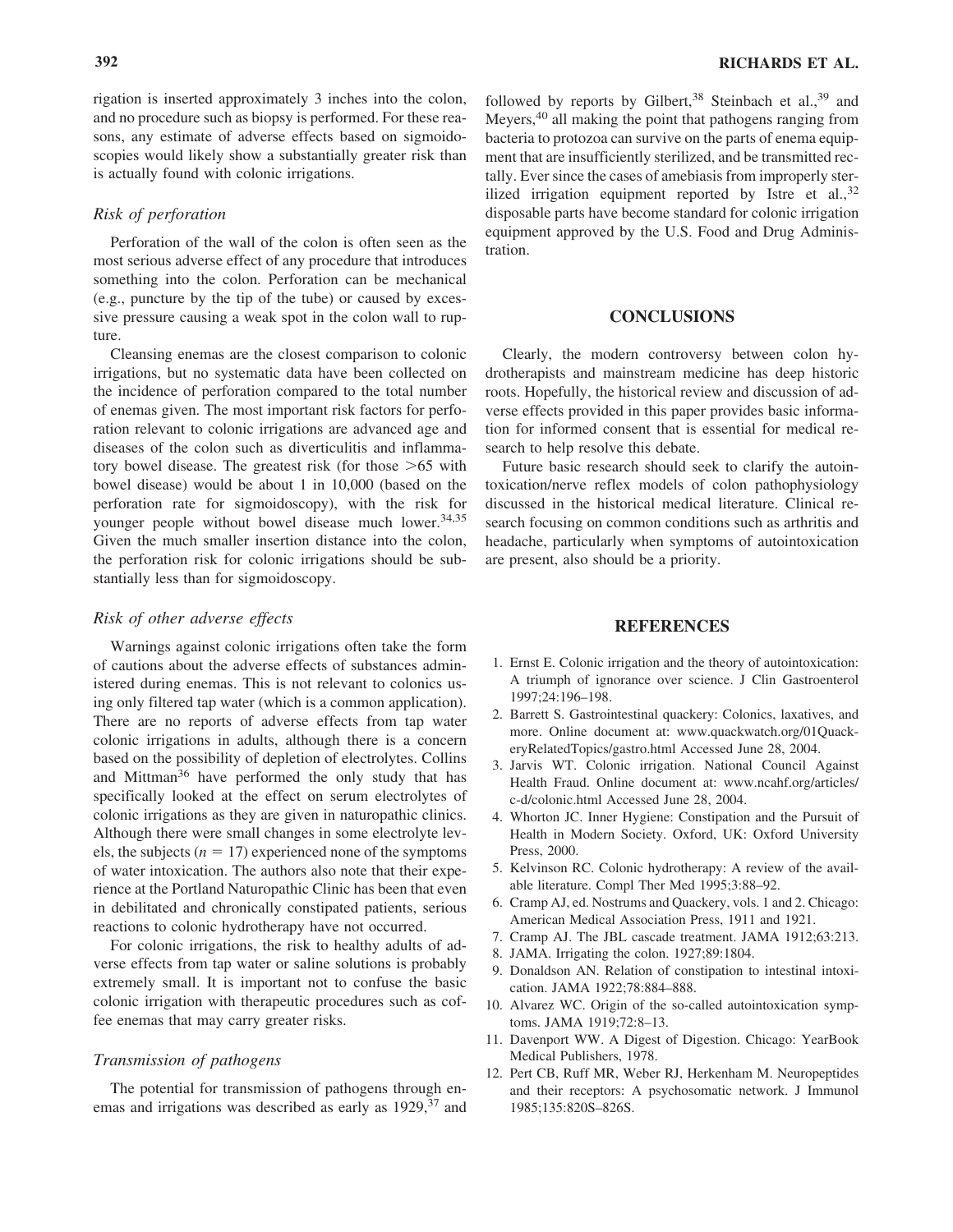rigation is inserted approximately 3 inches into the colon, and no procedure such as biopsy is performed. For these reasons, any estimate of adverse effects based on sigmoidoscopies would likely show a substantially greater risk than is actually found with colonic irrigations.

### *Risk of perforation*

Perforation of the wall of the colon is often seen as the most serious adverse effect of any procedure that introduces something into the colon. Perforation can be mechanical (e.g., puncture by the tip of the tube) or caused by excessive pressure causing a weak spot in the colon wall to rupture.

Cleansing enemas are the closest comparison to colonic irrigations, but no systematic data have been collected on the incidence of perforation compared to the total number of enemas given. The most important risk factors for perforation relevant to colonic irrigations are advanced age and diseases of the colon such as diverticulitis and inflammatory bowel disease. The greatest risk (for those >65 with bowel disease) would be about 1 in 10,000 (based on the perforation rate for sigmoidoscopy), with the risk for younger people without bowel disease much lower.[34,35] Given the much smaller insertion distance into the colon, the perforation risk for colonic irrigations should be substantially less than for sigmoidoscopy.

### *Risk of other adverse effects*

Warnings against colonic irrigations often take the form of cautions about the adverse effects of substances administered during enemas. This is not relevant to colonics using only filtered tap water (which is a common application). There are no reports of adverse effects from tap water colonic irrigations in adults, although there is a concern based on the possibility of depletion of electrolytes. Collins and Mittman[36] have performed the only study that has specifically looked at the effect on serum electrolytes of colonic irrigations as they are given in naturopathic clinics. Although there were small changes in some electrolyte levels, the subjects ($n = 17$) experienced none of the symptoms of water intoxication. The authors also note that their experience at the Portland Naturopathic Clinic has been that even in debilitated and chronically constipated patients, serious reactions to colonic hydrotherapy have not occurred.

For colonic irrigations, the risk to healthy adults of adverse effects from tap water or saline solutions is probably extremely small. It is important not to confuse the basic colonic irrigation with therapeutic procedures such as coffee enemas that may carry greater risks.

### *Transmission of pathogens*

The potential for transmission of pathogens through enemas and irrigations was described as early as 1929,[37] and followed by reports by Gilbert,[38] Steinbach et al.,[39] and Meyers,[40] all making the point that pathogens ranging from bacteria to protozoa can survive on the parts of enema equipment that are insufficiently sterilized, and be transmitted rectally. Ever since the cases of amebiasis from improperly sterilized irrigation equipment reported by Istre et al.,[32] disposable parts have become standard for colonic irrigation equipment approved by the U.S. Food and Drug Administration.

## CONCLUSIONS

Clearly, the modern controversy between colon hydrotherapists and mainstream medicine has deep historic roots. Hopefully, the historical review and discussion of adverse effects provided in this paper provides basic information for informed consent that is essential for medical research to help resolve this debate.

Future basic research should seek to clarify the autointoxication/nerve reflex models of colon pathophysiology discussed in the historical medical literature. Clinical research focusing on common conditions such as arthritis and headache, particularly when symptoms of autointoxication are present, also should be a priority.

## REFERENCES

1. Ernst E. Colonic irrigation and the theory of autointoxication: A triumph of ignorance over science. J Clin Gastroenterol 1997;24:196–198.
2. Barrett S. Gastrointestinal quackery: Colonics, laxatives, and more. Online document at: www.quackwatch.org/01QuackeryRelatedTopics/gastro.html Accessed June 28, 2004.
3. Jarvis WT. Colonic irrigation. National Council Against Health Fraud. Online document at: www.ncahf.org/articles/c-d/colonic.html Accessed June 28, 2004.
4. Whorton JC. Inner Hygiene: Constipation and the Pursuit of Health in Modern Society. Oxford, UK: Oxford University Press, 2000.
5. Kelvinson RC. Colonic hydrotherapy: A review of the available literature. Compl Ther Med 1995;3:88–92.
6. Cramp AJ, ed. Nostrums and Quackery, vols. 1 and 2. Chicago: American Medical Association Press, 1911 and 1921.
7. Cramp AJ. The JBL cascade treatment. JAMA 1912;63:213.
8. JAMA. Irrigating the colon. 1927;89:1804.
9. Donaldson AN. Relation of constipation to intestinal intoxication. JAMA 1922;78:884–888.
10. Alvarez WC. Origin of the so-called autointoxication symptoms. JAMA 1919;72:8–13.
11. Davenport WW. A Digest of Digestion. Chicago: YearBook Medical Publishers, 1978.
12. Pert CB, Ruff MR, Weber RJ, Herkenham M. Neuropeptides and their receptors: A psychosomatic network. J Immunol 1985;135:820S–826S.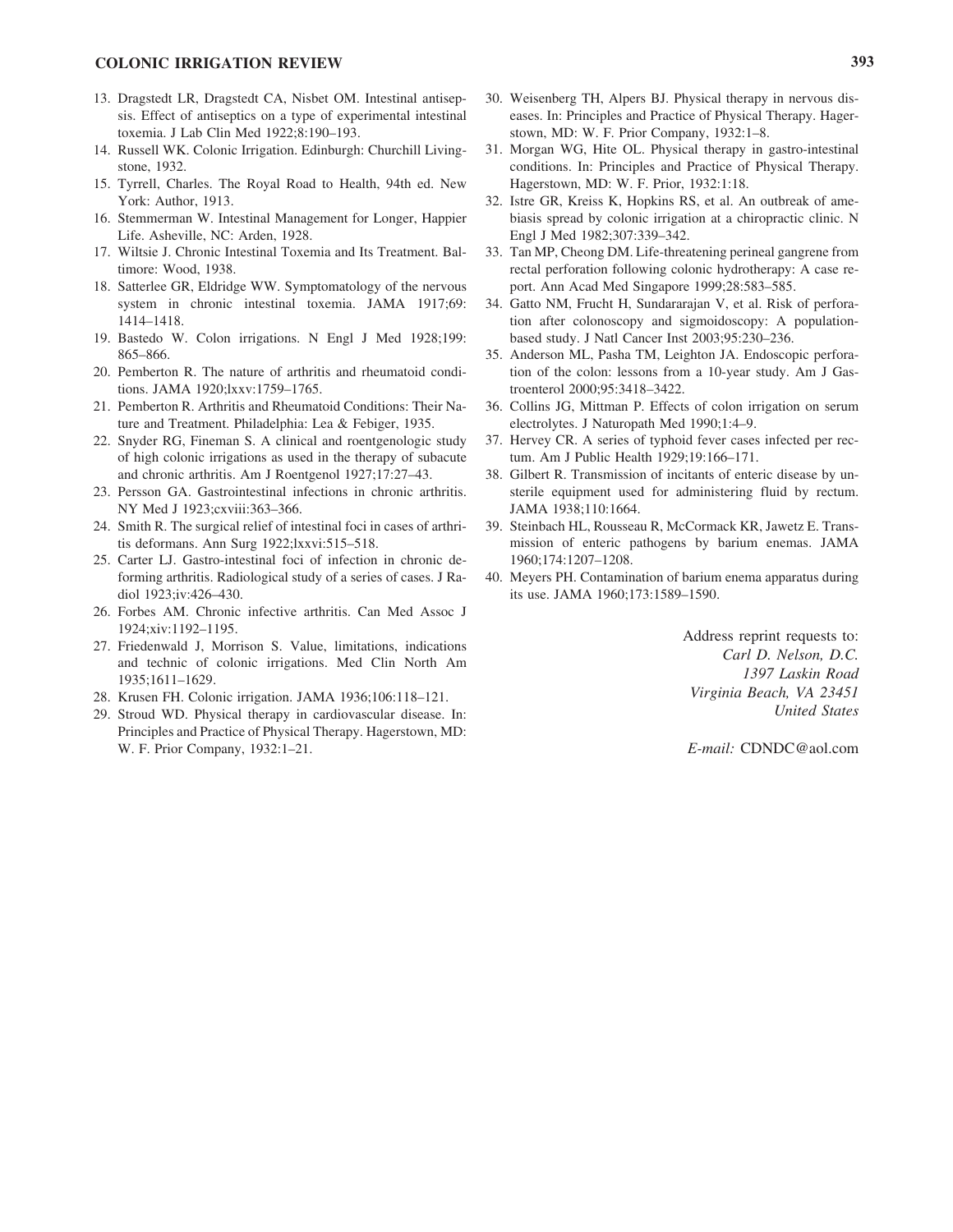13. Dragstedt LR, Dragstedt CA, Nisbet OM. Intestinal antisepsis. Effect of antiseptics on a type of experimental intestinal toxemia. J Lab Clin Med 1922;8:190–193.
14. Russell WK. Colonic Irrigation. Edinburgh: Churchill Livingstone, 1932.
15. Tyrrell, Charles. The Royal Road to Health, 94th ed. New York: Author, 1913.
16. Stemmerman W. Intestinal Management for Longer, Happier Life. Asheville, NC: Arden, 1928.
17. Wiltsie J. Chronic Intestinal Toxemia and Its Treatment. Baltimore: Wood, 1938.
18. Satterlee GR, Eldridge WW. Symptomatology of the nervous system in chronic intestinal toxemia. JAMA 1917;69: 1414–1418.
19. Bastedo W. Colon irrigations. N Engl J Med 1928;199: 865–866.
20. Pemberton R. The nature of arthritis and rheumatoid conditions. JAMA 1920;lxxv:1759–1765.
21. Pemberton R. Arthritis and Rheumatoid Conditions: Their Nature and Treatment. Philadelphia: Lea & Febiger, 1935.
22. Snyder RG, Fineman S. A clinical and roentgenologic study of high colonic irrigations as used in the therapy of subacute and chronic arthritis. Am J Roentgenol 1927;17:27–43.
23. Persson GA. Gastrointestinal infections in chronic arthritis. NY Med J 1923;cxviii:363–366.
24. Smith R. The surgical relief of intestinal foci in cases of arthritis deformans. Ann Surg 1922;lxxvi:515–518.
25. Carter LJ. Gastro-intestinal foci of infection in chronic deforming arthritis. Radiological study of a series of cases. J Radiol 1923;iv:426–430.
26. Forbes AM. Chronic infective arthritis. Can Med Assoc J 1924;xiv:1192–1195.
27. Friedenwald J, Morrison S. Value, limitations, indications and technic of colonic irrigations. Med Clin North Am 1935;1611–1629.
28. Krusen FH. Colonic irrigation. JAMA 1936;106:118–121.
29. Stroud WD. Physical therapy in cardiovascular disease. In: Principles and Practice of Physical Therapy. Hagerstown, MD: W. F. Prior Company, 1932:1–21.
30. Weisenberg TH, Alpers BJ. Physical therapy in nervous diseases. In: Principles and Practice of Physical Therapy. Hagerstown, MD: W. F. Prior Company, 1932:1–8.
31. Morgan WG, Hite OL. Physical therapy in gastro-intestinal conditions. In: Principles and Practice of Physical Therapy. Hagerstown, MD: W. F. Prior, 1932:1:18.
32. Istre GR, Kreiss K, Hopkins RS, et al. An outbreak of amebiasis spread by colonic irrigation at a chiropractic clinic. N Engl J Med 1982;307:339–342.
33. Tan MP, Cheong DM. Life-threatening perineal gangrene from rectal perforation following colonic hydrotherapy: A case report. Ann Acad Med Singapore 1999;28:583–585.
34. Gatto NM, Frucht H, Sundararajan V, et al. Risk of perforation after colonoscopy and sigmoidoscopy: A population-based study. J Natl Cancer Inst 2003;95:230–236.
35. Anderson ML, Pasha TM, Leighton JA. Endoscopic perforation of the colon: lessons from a 10-year study. Am J Gastroenterol 2000;95:3418–3422.
36. Collins JG, Mittman P. Effects of colon irrigation on serum electrolytes. J Naturopath Med 1990;1:4–9.
37. Hervey CR. A series of typhoid fever cases infected per rectum. Am J Public Health 1929;19:166–171.
38. Gilbert R. Transmission of incitants of enteric disease by unsterile equipment used for administering fluid by rectum. JAMA 1938;110:1664.
39. Steinbach HL, Rousseau R, McCormack KR, Jawetz E. Transmission of enteric pathogens by barium enemas. JAMA 1960;174:1207–1208.
40. Meyers PH. Contamination of barium enema apparatus during its use. JAMA 1960;173:1589–1590.

Address reprint requests to:
*Carl D. Nelson, D.C.*
*1397 Laskin Road*
*Virginia Beach, VA 23451*
*United States*

*E-mail:* CDNDC@aol.com